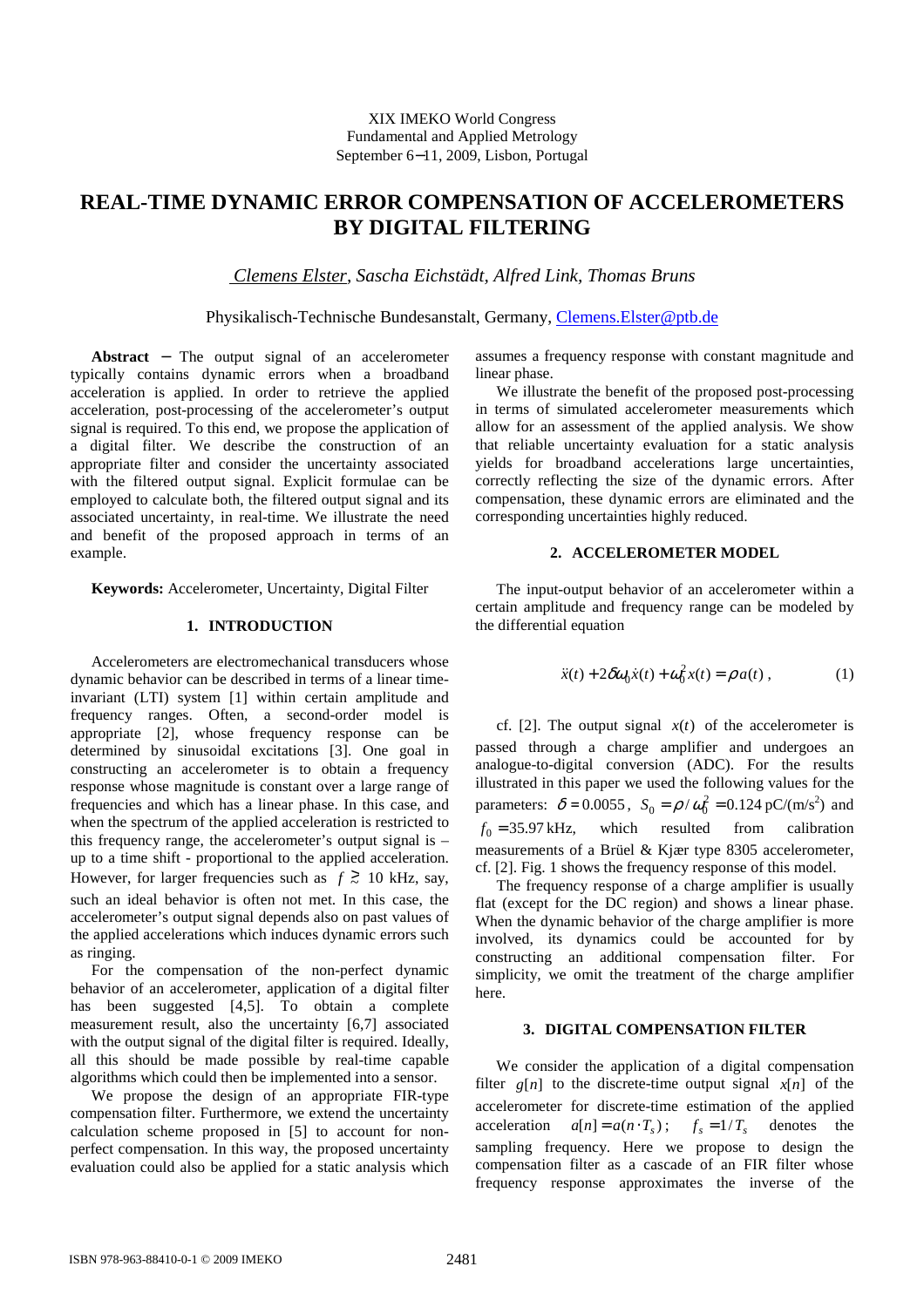XIX IMEKO World Congress
Fundamental and Applied Metrology
September 6−11, 2009, Lisbon, Portugal

# REAL-TIME DYNAMIC ERROR COMPENSATION OF ACCELEROMETERS BY DIGITAL FILTERING

*Clemens Elster, Sascha Eichstädt, Alfred Link, Thomas Bruns*

Physikalisch-Technische Bundesanstalt, Germany, Clemens.Elster@ptb.de

**Abstract** − The output signal of an accelerometer typically contains dynamic errors when a broadband acceleration is applied. In order to retrieve the applied acceleration, post-processing of the accelerometer's output signal is required. To this end, we propose the application of a digital filter. We describe the construction of an appropriate filter and consider the uncertainty associated with the filtered output signal. Explicit formulae can be employed to calculate both, the filtered output signal and its associated uncertainty, in real-time. We illustrate the need and benefit of the proposed approach in terms of an example.

**Keywords:** Accelerometer, Uncertainty, Digital Filter

## 1. INTRODUCTION

Accelerometers are electromechanical transducers whose dynamic behavior can be described in terms of a linear time-invariant (LTI) system [1] within certain amplitude and frequency ranges. Often, a second-order model is appropriate [2], whose frequency response can be determined by sinusoidal excitations [3]. One goal in constructing an accelerometer is to obtain a frequency response whose magnitude is constant over a large range of frequencies and which has a linear phase. In this case, and when the spectrum of the applied acceleration is restricted to this frequency range, the accelerometer's output signal is – up to a time shift - proportional to the applied acceleration. However, for larger frequencies such as $f \gtrsim$ 10 kHz, say, such an ideal behavior is often not met. In this case, the accelerometer's output signal depends also on past values of the applied accelerations which induces dynamic errors such as ringing.

For the compensation of the non-perfect dynamic behavior of an accelerometer, application of a digital filter has been suggested [4,5]. To obtain a complete measurement result, also the uncertainty [6,7] associated with the output signal of the digital filter is required. Ideally, all this should be made possible by real-time capable algorithms which could then be implemented into a sensor.

We propose the design of an appropriate FIR-type compensation filter. Furthermore, we extend the uncertainty calculation scheme proposed in [5] to account for non-perfect compensation. In this way, the proposed uncertainty evaluation could also be applied for a static analysis which assumes a frequency response with constant magnitude and linear phase.

We illustrate the benefit of the proposed post-processing in terms of simulated accelerometer measurements which allow for an assessment of the applied analysis. We show that reliable uncertainty evaluation for a static analysis yields for broadband accelerations large uncertainties, correctly reflecting the size of the dynamic errors. After compensation, these dynamic errors are eliminated and the corresponding uncertainties highly reduced.

## 2. ACCELEROMETER MODEL

The input-output behavior of an accelerometer within a certain amplitude and frequency range can be modeled by the differential equation

$$\ddot{x}(t) + 2\delta\omega_0\dot{x}(t) + \omega_0^2 x(t) = \rho\, a(t)\,, \qquad (1)$$

cf. [2]. The output signal $x(t)$ of the accelerometer is passed through a charge amplifier and undergoes an analogue-to-digital conversion (ADC). For the results illustrated in this paper we used the following values for the parameters: $\delta = 0.0055$, $S_0 = \rho/\omega_0^2 = 0.124$ pC/(m/s$^2$) and $f_0 = 35.97$ kHz, which resulted from calibration measurements of a Brüel & Kjær type 8305 accelerometer, cf. [2]. Fig. 1 shows the frequency response of this model.

The frequency response of a charge amplifier is usually flat (except for the DC region) and shows a linear phase. When the dynamic behavior of the charge amplifier is more involved, its dynamics could be accounted for by constructing an additional compensation filter. For simplicity, we omit the treatment of the charge amplifier here.

## 3. DIGITAL COMPENSATION FILTER

We consider the application of a digital compensation filter $g[n]$ to the discrete-time output signal $x[n]$ of the accelerometer for discrete-time estimation of the applied acceleration $a[n] = a(n \cdot T_s)$; $f_s = 1/T_s$ denotes the sampling frequency. Here we propose to design the compensation filter as a cascade of an FIR filter whose frequency response approximates the inverse of the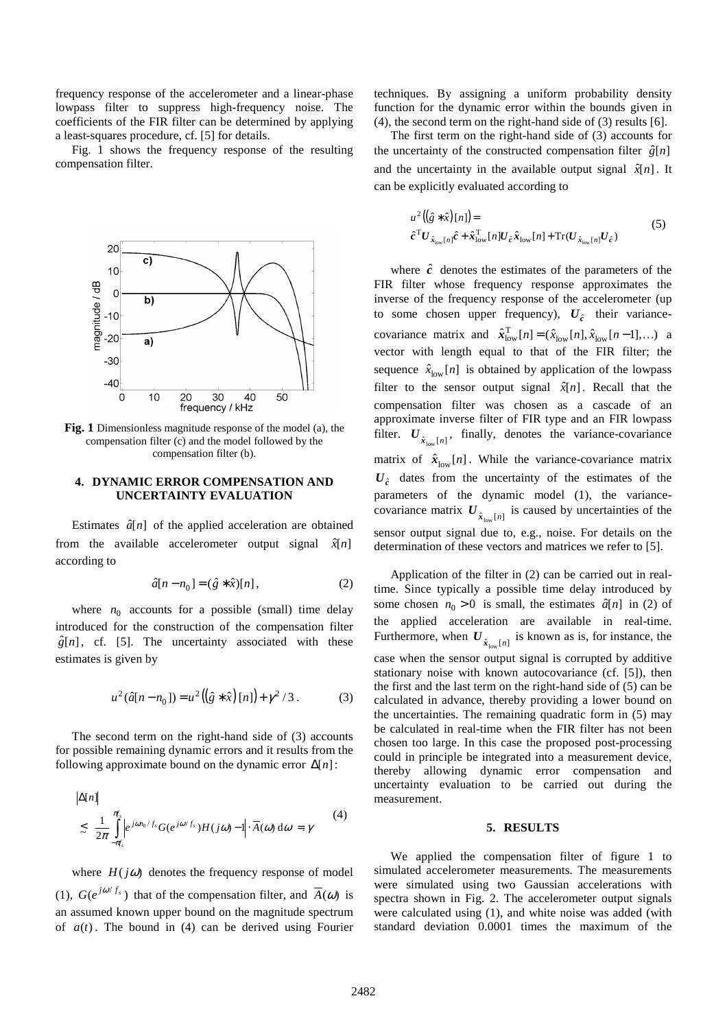frequency response of the accelerometer and a linear-phase lowpass filter to suppress high-frequency noise. The coefficients of the FIR filter can be determined by applying a least-squares procedure, cf. [5] for details.

Fig. 1 shows the frequency response of the resulting compensation filter.

**Fig. 1** Dimensionless magnitude response of the model (a), the compensation filter (c) and the model followed by the compensation filter (b).

## 4. DYNAMIC ERROR COMPENSATION AND UNCERTAINTY EVALUATION

Estimates $\hat{a}[n]$ of the applied acceleration are obtained from the available accelerometer output signal $\hat{x}[n]$ according to

$$\hat{a}[n-n_0] = (\hat{g} * \hat{x})[n], \tag{2}$$

where $n_0$ accounts for a possible (small) time delay introduced for the construction of the compensation filter $\hat{g}[n]$, cf. [5]. The uncertainty associated with these estimates is given by

$$u^2(\hat{a}[n-n_0]) = u^2\left((\hat{g} * \hat{x})[n]\right) + \gamma^2/3 . \tag{3}$$

The second term on the right-hand side of (3) accounts for possible remaining dynamic errors and it results from the following approximate bound on the dynamic error $\Delta[n]$:

$$|\Delta[n]| \lesssim \frac{1}{2\pi} \int_{-\pi f_s}^{\pi f_s} \left| e^{j\omega n_0/f_s} G(e^{j\omega/f_s}) H(j\omega) - 1 \right| \cdot \overline{A}(\omega)\, \mathrm{d}\omega =: \gamma \tag{4}$$

where $H(j\omega)$ denotes the frequency response of model (1), $G(e^{j\omega/f_s})$ that of the compensation filter, and $\overline{A}(\omega)$ is an assumed known upper bound on the magnitude spectrum of $a(t)$. The bound in (4) can be derived using Fourier techniques. By assigning a uniform probability density function for the dynamic error within the bounds given in (4), the second term on the right-hand side of (3) results [6].

The first term on the right-hand side of (3) accounts for the uncertainty of the constructed compensation filter $\hat{g}[n]$ and the uncertainty in the available output signal $\hat{x}[n]$. It can be explicitly evaluated according to

$$u^2\left((\hat{g} * \hat{x})[n]\right) = \hat{\boldsymbol{c}}^{\mathrm{T}} \boldsymbol{U}_{\hat{x}_{\mathrm{low}}[n]} \hat{\boldsymbol{c}} + \hat{\boldsymbol{x}}_{\mathrm{low}}^{\mathrm{T}}[n] \boldsymbol{U}_{\hat{c}} \hat{\boldsymbol{x}}_{\mathrm{low}}[n] + \mathrm{Tr}(\boldsymbol{U}_{\hat{x}_{\mathrm{low}}[n]} \boldsymbol{U}_{\hat{c}}) \tag{5}$$

where $\hat{\boldsymbol{c}}$ denotes the estimates of the parameters of the FIR filter whose frequency response approximates the inverse of the frequency response of the accelerometer (up to some chosen upper frequency), $\boldsymbol{U}_{\hat{c}}$ their variance-covariance matrix and $\hat{\boldsymbol{x}}_{\mathrm{low}}^{\mathrm{T}}[n] = (\hat{x}_{\mathrm{low}}[n], \hat{x}_{\mathrm{low}}[n-1], \ldots)$ a vector with length equal to that of the FIR filter; the sequence $\hat{x}_{\mathrm{low}}[n]$ is obtained by application of the lowpass filter to the sensor output signal $\hat{x}[n]$. Recall that the compensation filter was chosen as a cascade of an approximate inverse filter of FIR type and an FIR lowpass filter. $\boldsymbol{U}_{\hat{x}_{\mathrm{low}}[n]}$, finally, denotes the variance-covariance matrix of $\hat{\boldsymbol{x}}_{\mathrm{low}}[n]$. While the variance-covariance matrix $\boldsymbol{U}_{\hat{c}}$ dates from the uncertainty of the estimates of the parameters of the dynamic model (1), the variance-covariance matrix $\boldsymbol{U}_{\hat{x}_{\mathrm{low}}[n]}$ is caused by uncertainties of the sensor output signal due to, e.g., noise. For details on the determination of these vectors and matrices we refer to [5].

Application of the filter in (2) can be carried out in real-time. Since typically a possible time delay introduced by some chosen $n_0 > 0$ is small, the estimates $\hat{a}[n]$ in (2) of the applied acceleration are available in real-time. Furthermore, when $\boldsymbol{U}_{\hat{x}_{\mathrm{low}}[n]}$ is known as is, for instance, the case when the sensor output signal is corrupted by additive stationary noise with known autocovariance (cf. [5]), then the first and the last term on the right-hand side of (5) can be calculated in advance, thereby providing a lower bound on the uncertainties. The remaining quadratic form in (5) may be calculated in real-time when the FIR filter has not been chosen too large. In this case the proposed post-processing could in principle be integrated into a measurement device, thereby allowing dynamic error compensation and uncertainty evaluation to be carried out during the measurement.

## 5. RESULTS

We applied the compensation filter of figure 1 to simulated accelerometer measurements. The measurements were simulated using two Gaussian accelerations with spectra shown in Fig. 2. The accelerometer output signals were calculated using (1), and white noise was added (with standard deviation 0.0001 times the maximum of the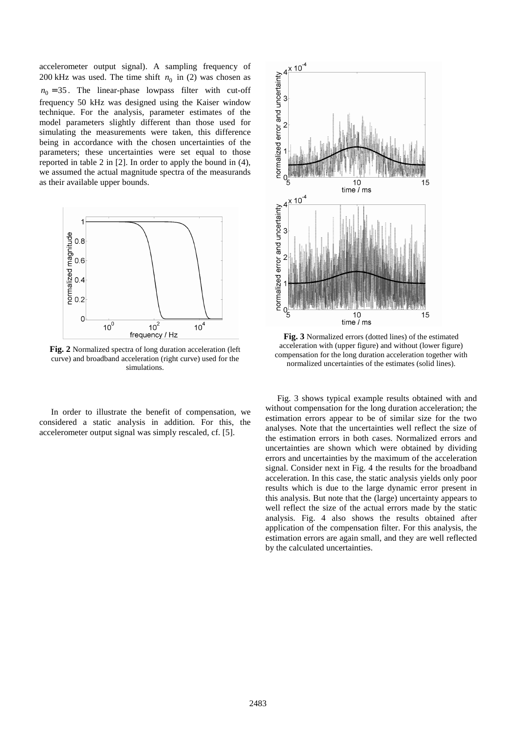accelerometer output signal). A sampling frequency of 200 kHz was used. The time shift $n_0$ in (2) was chosen as $n_0 = 35$. The linear-phase lowpass filter with cut-off frequency 50 kHz was designed using the Kaiser window technique. For the analysis, parameter estimates of the model parameters slightly different than those used for simulating the measurements were taken, this difference being in accordance with the chosen uncertainties of the parameters; these uncertainties were set equal to those reported in table 2 in [2]. In order to apply the bound in (4), we assumed the actual magnitude spectra of the measurands as their available upper bounds.

**Fig. 2** Normalized spectra of long duration acceleration (left curve) and broadband acceleration (right curve) used for the simulations.

In order to illustrate the benefit of compensation, we considered a static analysis in addition. For this, the accelerometer output signal was simply rescaled, cf. [5].

**Fig. 3** Normalized errors (dotted lines) of the estimated acceleration with (upper figure) and without (lower figure) compensation for the long duration acceleration together with normalized uncertainties of the estimates (solid lines).

Fig. 3 shows typical example results obtained with and without compensation for the long duration acceleration; the estimation errors appear to be of similar size for the two analyses. Note that the uncertainties well reflect the size of the estimation errors in both cases. Normalized errors and uncertainties are shown which were obtained by dividing errors and uncertainties by the maximum of the acceleration signal. Consider next in Fig. 4 the results for the broadband acceleration. In this case, the static analysis yields only poor results which is due to the large dynamic error present in this analysis. But note that the (large) uncertainty appears to well reflect the size of the actual errors made by the static analysis. Fig. 4 also shows the results obtained after application of the compensation filter. For this analysis, the estimation errors are again small, and they are well reflected by the calculated uncertainties.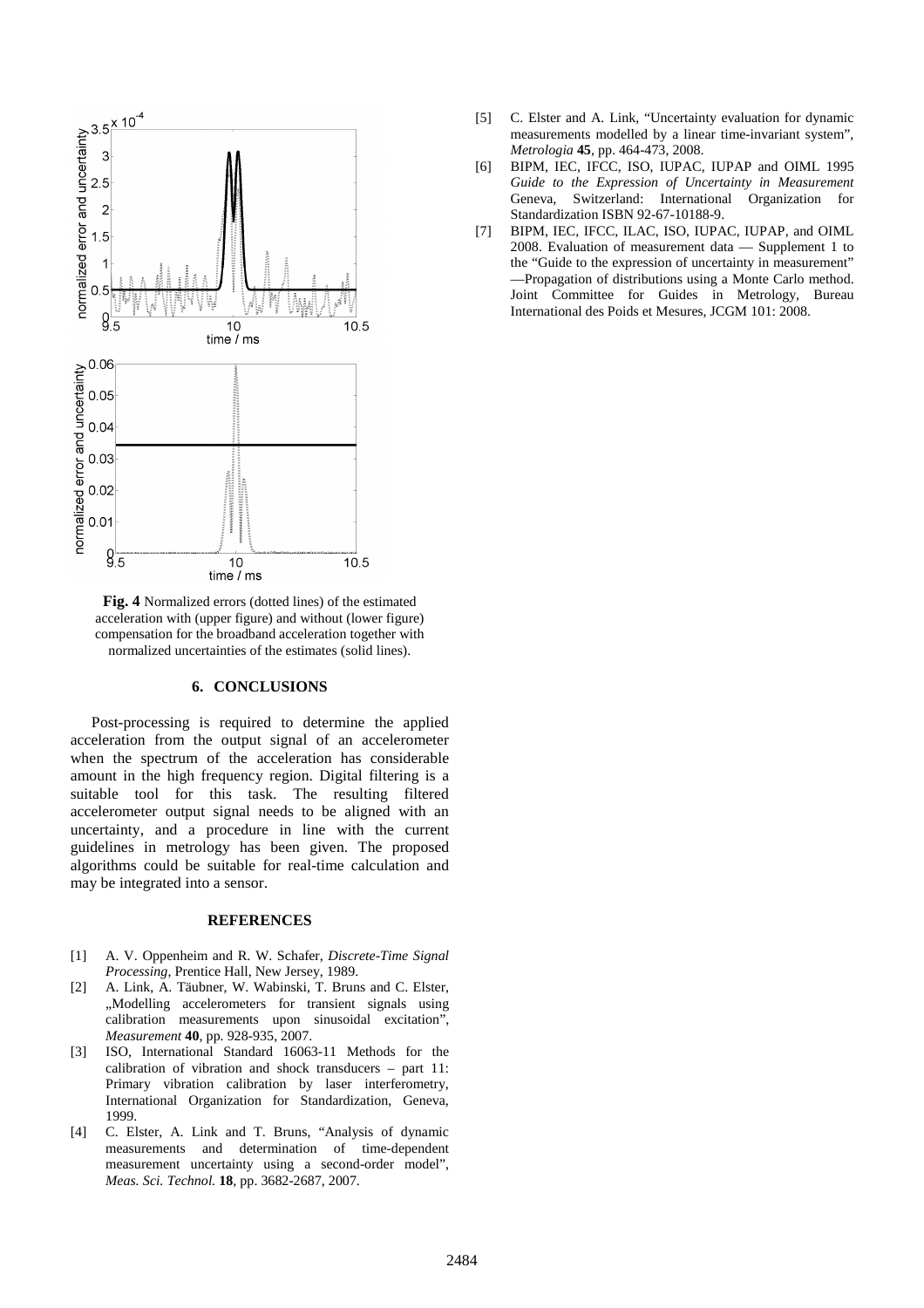3.5 x 10^-4
3
2.5
2
1.5
1
0.5
0
normalized error and uncertainty
9.5
10
10.5
time / ms

0.06
0.05
0.04
0.03
0.02
0.01
0
normalized error and uncertainty
9.5
10
10.5
time / ms

**Fig. 4** Normalized errors (dotted lines) of the estimated acceleration with (upper figure) and without (lower figure) compensation for the broadband acceleration together with normalized uncertainties of the estimates (solid lines).

## 6. CONCLUSIONS

Post-processing is required to determine the applied acceleration from the output signal of an accelerometer when the spectrum of the acceleration has considerable amount in the high frequency region. Digital filtering is a suitable tool for this task. The resulting filtered accelerometer output signal needs to be aligned with an uncertainty, and a procedure in line with the current guidelines in metrology has been given. The proposed algorithms could be suitable for real-time calculation and may be integrated into a sensor.

## REFERENCES

[1] A. V. Oppenheim and R. W. Schafer, *Discrete-Time Signal Processing*, Prentice Hall, New Jersey, 1989.

[2] A. Link, A. Täubner, W. Wabinski, T. Bruns and C. Elster, „Modelling accelerometers for transient signals using calibration measurements upon sinusoidal excitation", *Measurement* **40**, pp. 928-935, 2007.

[3] ISO, International Standard 16063-11 Methods for the calibration of vibration and shock transducers – part 11: Primary vibration calibration by laser interferometry, International Organization for Standardization, Geneva, 1999.

[4] C. Elster, A. Link and T. Bruns, "Analysis of dynamic measurements and determination of time-dependent measurement uncertainty using a second-order model", *Meas. Sci. Technol.* **18**, pp. 3682-2687, 2007.

[5] C. Elster and A. Link, "Uncertainty evaluation for dynamic measurements modelled by a linear time-invariant system", *Metrologia* **45**, pp. 464-473, 2008.

[6] BIPM, IEC, IFCC, ISO, IUPAC, IUPAP and OIML 1995 *Guide to the Expression of Uncertainty in Measurement* Geneva, Switzerland: International Organization for Standardization ISBN 92-67-10188-9.

[7] BIPM, IEC, IFCC, ILAC, ISO, IUPAC, IUPAP, and OIML 2008. Evaluation of measurement data — Supplement 1 to the "Guide to the expression of uncertainty in measurement" —Propagation of distributions using a Monte Carlo method. Joint Committee for Guides in Metrology, Bureau International des Poids et Mesures, JCGM 101: 2008.